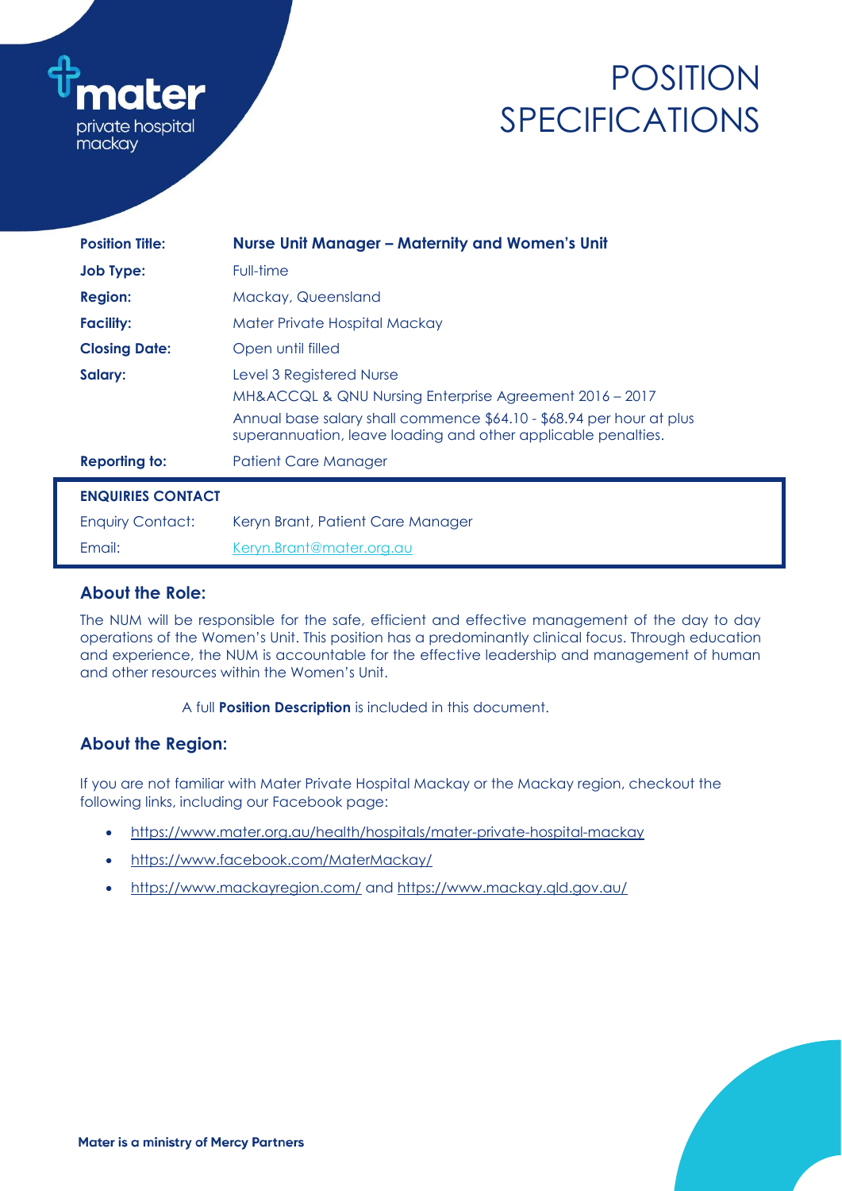mater private hospital mackay

# POSITION SPECIFICATIONS

| | |
|---|---|
| **Position Title:** | **Nurse Unit Manager – Maternity and Women's Unit** |
| **Job Type:** | Full-time |
| **Region:** | Mackay, Queensland |
| **Facility:** | Mater Private Hospital Mackay |
| **Closing Date:** | Open until filled |
| **Salary:** | Level 3 Registered Nurse<br>MH&ACCQL & QNU Nursing Enterprise Agreement 2016 – 2017<br>Annual base salary shall commence $64.10 - $68.94 per hour at plus superannuation, leave loading and other applicable penalties. |
| **Reporting to:** | Patient Care Manager |

| **ENQUIRIES CONTACT** | |
|---|---|
| Enquiry Contact: | Keryn Brant, Patient Care Manager |
| Email: | Keryn.Brant@mater.org.au |

## About the Role:

The NUM will be responsible for the safe, efficient and effective management of the day to day operations of the Women's Unit. This position has a predominantly clinical focus. Through education and experience, the NUM is accountable for the effective leadership and management of human and other resources within the Women's Unit.

A full **Position Description** is included in this document.

## About the Region:

If you are not familiar with Mater Private Hospital Mackay or the Mackay region, checkout the following links, including our Facebook page:

- https://www.mater.org.au/health/hospitals/mater-private-hospital-mackay
- https://www.facebook.com/MaterMackay/
- https://www.mackayregion.com/ and https://www.mackay.qld.gov.au/

**Mater is a ministry of Mercy Partners**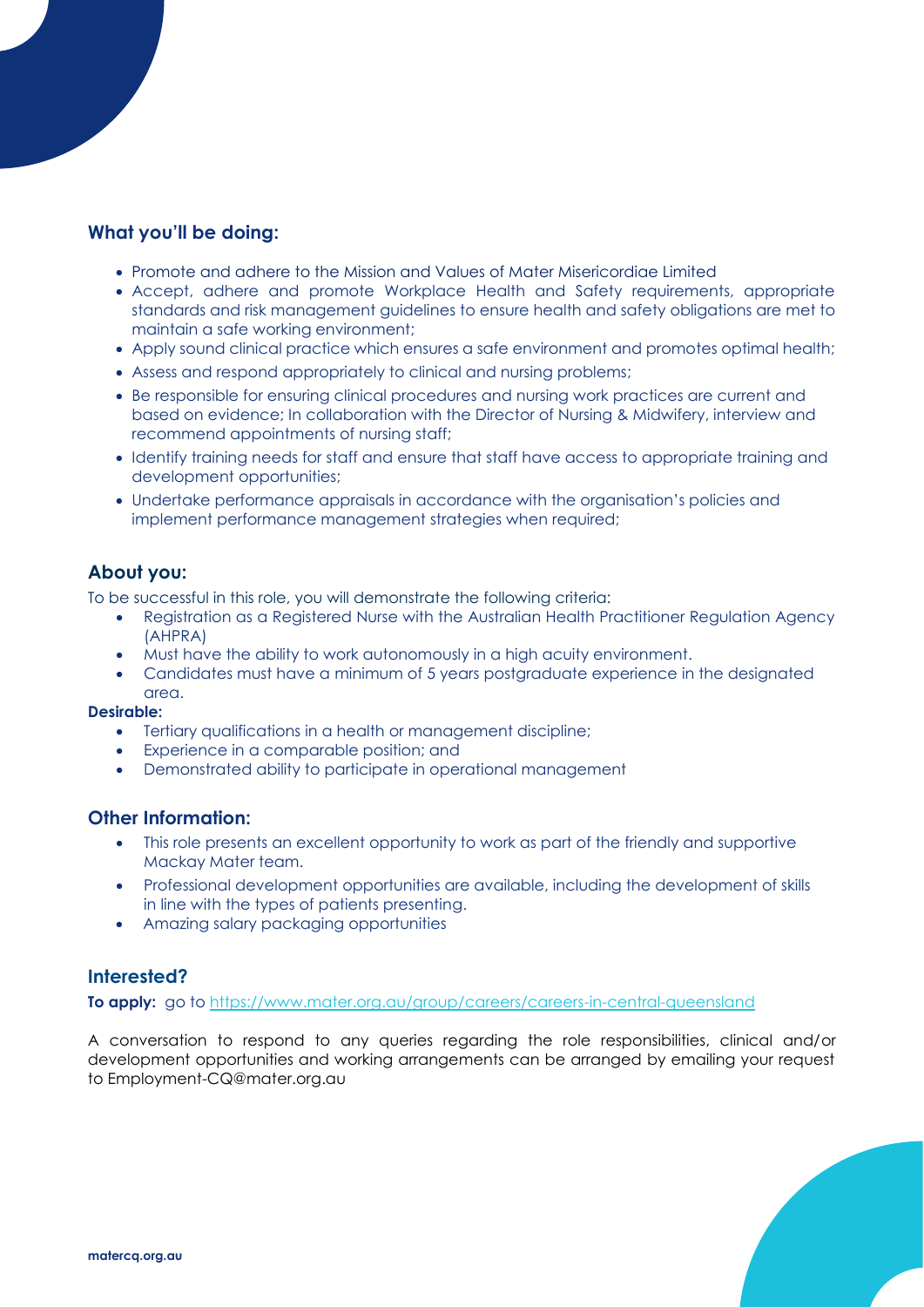## What you'll be doing:

- Promote and adhere to the Mission and Values of Mater Misericordiae Limited
- Accept, adhere and promote Workplace Health and Safety requirements, appropriate standards and risk management guidelines to ensure health and safety obligations are met to maintain a safe working environment;
- Apply sound clinical practice which ensures a safe environment and promotes optimal health;
- Assess and respond appropriately to clinical and nursing problems;
- Be responsible for ensuring clinical procedures and nursing work practices are current and based on evidence; In collaboration with the Director of Nursing & Midwifery, interview and recommend appointments of nursing staff;
- Identify training needs for staff and ensure that staff have access to appropriate training and development opportunities;
- Undertake performance appraisals in accordance with the organisation's policies and implement performance management strategies when required;

## About you:

To be successful in this role, you will demonstrate the following criteria:

- Registration as a Registered Nurse with the Australian Health Practitioner Regulation Agency (AHPRA)
- Must have the ability to work autonomously in a high acuity environment.
- Candidates must have a minimum of 5 years postgraduate experience in the designated area.

**Desirable:**

- Tertiary qualifications in a health or management discipline;
- Experience in a comparable position; and
- Demonstrated ability to participate in operational management

## Other Information:

- This role presents an excellent opportunity to work as part of the friendly and supportive Mackay Mater team.
- Professional development opportunities are available, including the development of skills in line with the types of patients presenting.
- Amazing salary packaging opportunities

## Interested?

**To apply:** go to https://www.mater.org.au/group/careers/careers-in-central-queensland

A conversation to respond to any queries regarding the role responsibilities, clinical and/or development opportunities and working arrangements can be arranged by emailing your request to Employment-CQ@mater.org.au

**matercq.org.au**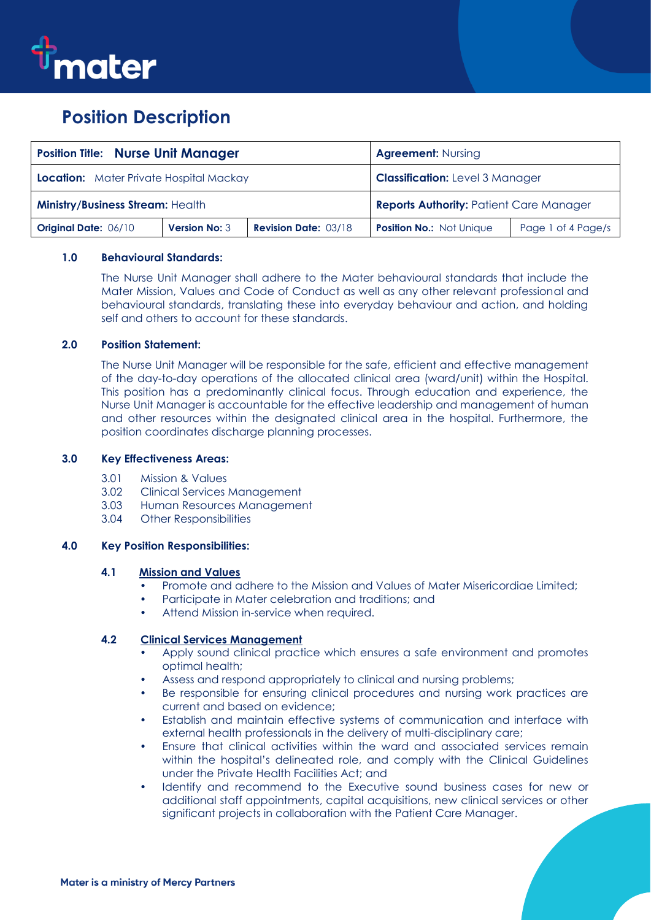# Position Description

| **Position Title: Nurse Unit Manager** | | | **Agreement:** Nursing | |
|---|---|---|---|---|
| **Location:** Mater Private Hospital Mackay | | | **Classification:** Level 3 Manager | |
| **Ministry/Business Stream:** Health | | | **Reports Authority:** Patient Care Manager | |
| **Original Date:** 06/10 | **Version No:** 3 | **Revision Date:** 03/18 | **Position No.:** Not Unique | Page 1 of 4 Page/s |

## 1.0 Behavioural Standards:

The Nurse Unit Manager shall adhere to the Mater behavioural standards that include the Mater Mission, Values and Code of Conduct as well as any other relevant professional and behavioural standards, translating these into everyday behaviour and action, and holding self and others to account for these standards.

## 2.0 Position Statement:

The Nurse Unit Manager will be responsible for the safe, efficient and effective management of the day-to-day operations of the allocated clinical area (ward/unit) within the Hospital. This position has a predominantly clinical focus. Through education and experience, the Nurse Unit Manager is accountable for the effective leadership and management of human and other resources within the designated clinical area in the hospital. Furthermore, the position coordinates discharge planning processes.

## 3.0 Key Effectiveness Areas:

3.01 Mission & Values
3.02 Clinical Services Management
3.03 Human Resources Management
3.04 Other Responsibilities

## 4.0 Key Position Responsibilities:

### 4.1 Mission and Values

- Promote and adhere to the Mission and Values of Mater Misericordiae Limited;
- Participate in Mater celebration and traditions; and
- Attend Mission in-service when required.

### 4.2 Clinical Services Management

- Apply sound clinical practice which ensures a safe environment and promotes optimal health;
- Assess and respond appropriately to clinical and nursing problems;
- Be responsible for ensuring clinical procedures and nursing work practices are current and based on evidence;
- Establish and maintain effective systems of communication and interface with external health professionals in the delivery of multi-disciplinary care;
- Ensure that clinical activities within the ward and associated services remain within the hospital's delineated role, and comply with the Clinical Guidelines under the Private Health Facilities Act; and
- Identify and recommend to the Executive sound business cases for new or additional staff appointments, capital acquisitions, new clinical services or other significant projects in collaboration with the Patient Care Manager.

**Mater is a ministry of Mercy Partners**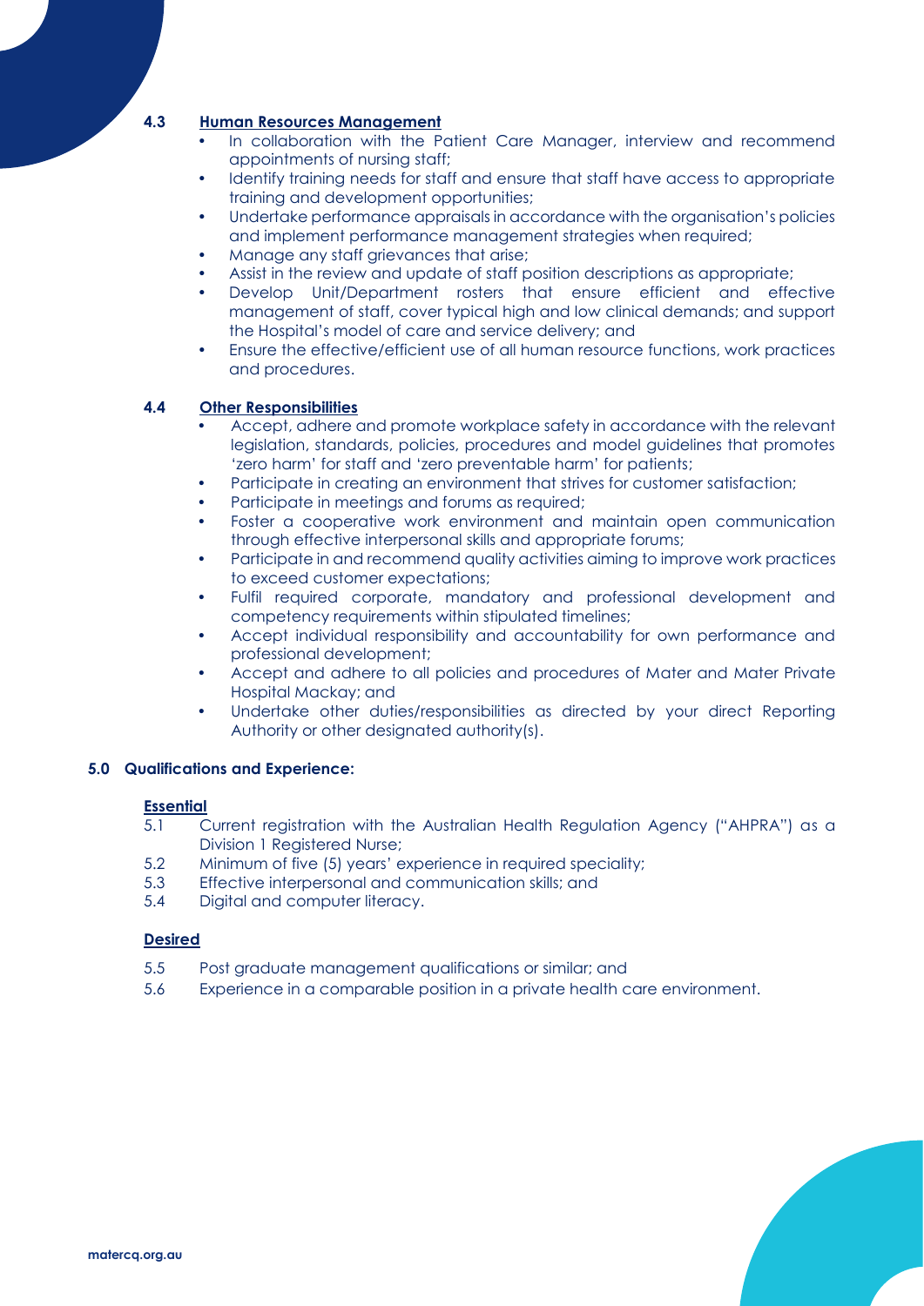### 4.3 Human Resources Management

- In collaboration with the Patient Care Manager, interview and recommend appointments of nursing staff;
- Identify training needs for staff and ensure that staff have access to appropriate training and development opportunities;
- Undertake performance appraisals in accordance with the organisation's policies and implement performance management strategies when required;
- Manage any staff grievances that arise;
- Assist in the review and update of staff position descriptions as appropriate;
- Develop Unit/Department rosters that ensure efficient and effective management of staff, cover typical high and low clinical demands; and support the Hospital's model of care and service delivery; and
- Ensure the effective/efficient use of all human resource functions, work practices and procedures.

### 4.4 Other Responsibilities

- Accept, adhere and promote workplace safety in accordance with the relevant legislation, standards, policies, procedures and model guidelines that promotes 'zero harm' for staff and 'zero preventable harm' for patients;
- Participate in creating an environment that strives for customer satisfaction;
- Participate in meetings and forums as required;
- Foster a cooperative work environment and maintain open communication through effective interpersonal skills and appropriate forums;
- Participate in and recommend quality activities aiming to improve work practices to exceed customer expectations;
- Fulfil required corporate, mandatory and professional development and competency requirements within stipulated timelines;
- Accept individual responsibility and accountability for own performance and professional development;
- Accept and adhere to all policies and procedures of Mater and Mater Private Hospital Mackay; and
- Undertake other duties/responsibilities as directed by your direct Reporting Authority or other designated authority(s).

## 5.0 Qualifications and Experience:

**Essential**

5.1 Current registration with the Australian Health Regulation Agency ("AHPRA") as a Division 1 Registered Nurse;
5.2 Minimum of five (5) years' experience in required speciality;
5.3 Effective interpersonal and communication skills; and
5.4 Digital and computer literacy.

**Desired**

5.5 Post graduate management qualifications or similar; and
5.6 Experience in a comparable position in a private health care environment.